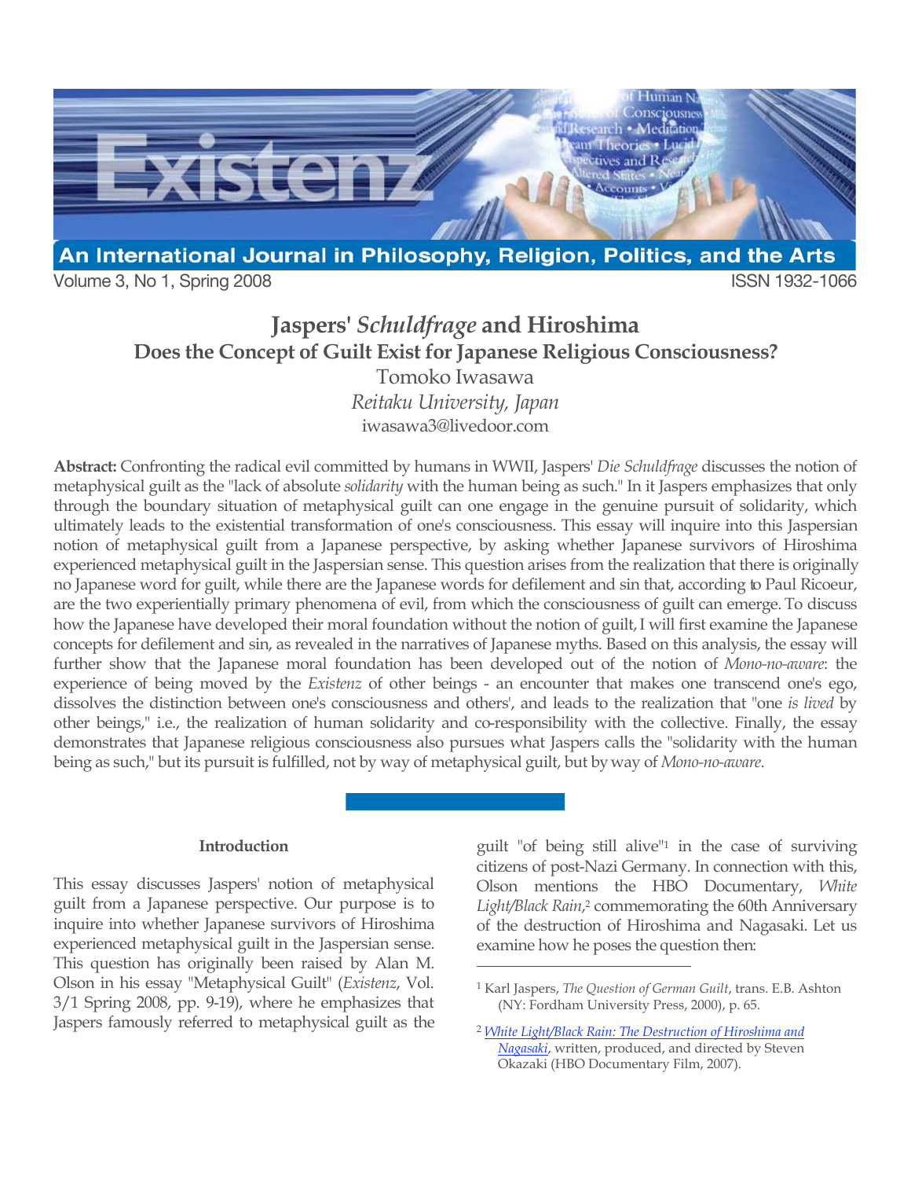# Jaspers' *Schuldfrage* and Hiroshima

## Does the Concept of Guilt Exist for Japanese Religious Consciousness?

Tomoko Iwasawa

*Reitaku University, Japan*

iwasawa3@livedoor.com

**Abstract:** Confronting the radical evil committed by humans in WWII, Jaspers' *Die Schuldfrage* discusses the notion of metaphysical guilt as the "lack of absolute *solidarity* with the human being as such." In it Jaspers emphasizes that only through the boundary situation of metaphysical guilt can one engage in the genuine pursuit of solidarity, which ultimately leads to the existential transformation of one's consciousness. This essay will inquire into this Jaspersian notion of metaphysical guilt from a Japanese perspective, by asking whether Japanese survivors of Hiroshima experienced metaphysical guilt in the Jaspersian sense. This question arises from the realization that there is originally no Japanese word for guilt, while there are the Japanese words for defilement and sin that, according to Paul Ricoeur, are the two experientially primary phenomena of evil, from which the consciousness of guilt can emerge. To discuss how the Japanese have developed their moral foundation without the notion of guilt, I will first examine the Japanese concepts for defilement and sin, as revealed in the narratives of Japanese myths. Based on this analysis, the essay will further show that the Japanese moral foundation has been developed out of the notion of *Mono-no-aware*: the experience of being moved by the *Existenz* of other beings - an encounter that makes one transcend one's ego, dissolves the distinction between one's consciousness and others', and leads to the realization that "one *is lived* by other beings," i.e., the realization of human solidarity and co-responsibility with the collective. Finally, the essay demonstrates that Japanese religious consciousness also pursues what Jaspers calls the "solidarity with the human being as such," but its pursuit is fulfilled, not by way of metaphysical guilt, but by way of *Mono-no-aware*.

### Introduction

This essay discusses Jaspers' notion of metaphysical guilt from a Japanese perspective. Our purpose is to inquire into whether Japanese survivors of Hiroshima experienced metaphysical guilt in the Jaspersian sense. This question has originally been raised by Alan M. Olson in his essay "Metaphysical Guilt" (*Existenz*, Vol. 3/1 Spring 2008, pp. 9-19), where he emphasizes that Jaspers famously referred to metaphysical guilt as the guilt "of being still alive"[1] in the case of surviving citizens of post-Nazi Germany. In connection with this, Olson mentions the HBO Documentary, *White Light/Black Rain*,[2] commemorating the 60th Anniversary of the destruction of Hiroshima and Nagasaki. Let us examine how he poses the question then:

---

[1] Karl Jaspers, *The Question of German Guilt*, trans. E.B. Ashton (NY: Fordham University Press, 2000), p. 65.

[2] *White Light/Black Rain: The Destruction of Hiroshima and Nagasaki*, written, produced, and directed by Steven Okazaki (HBO Documentary Film, 2007).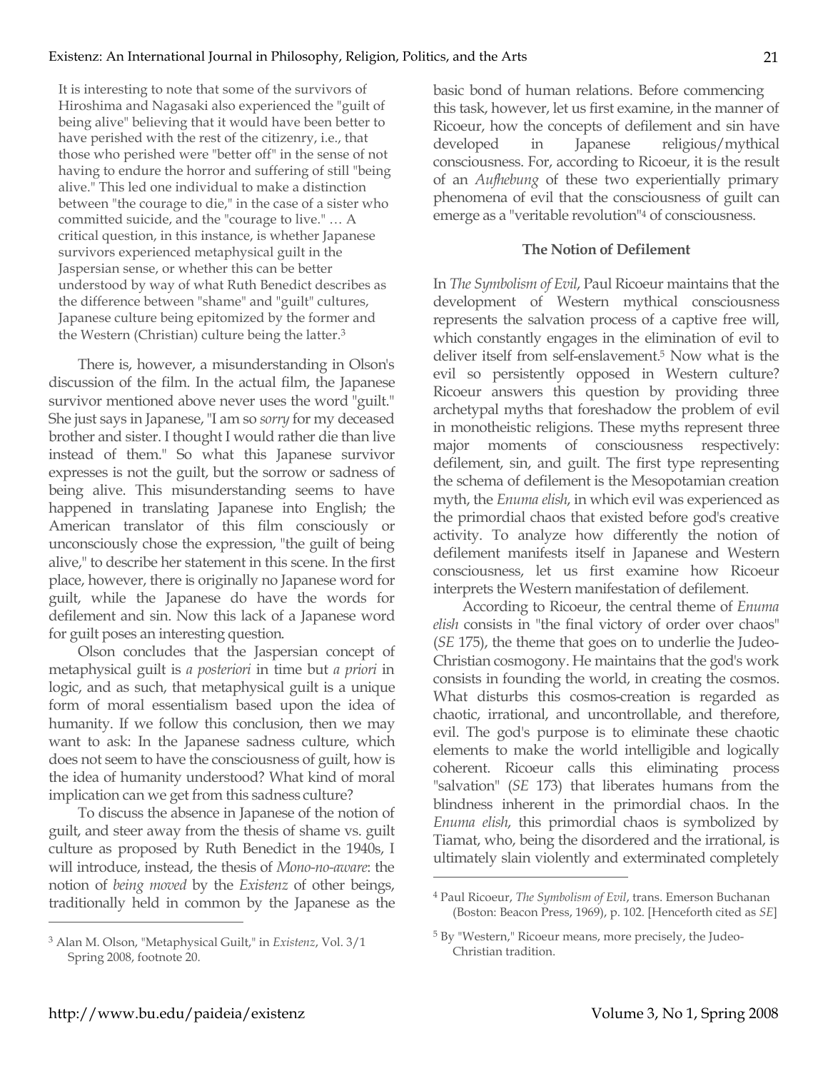> It is interesting to note that some of the survivors of Hiroshima and Nagasaki also experienced the "guilt of being alive" believing that it would have been better to have perished with the rest of the citizenry, i.e., that those who perished were "better off" in the sense of not having to endure the horror and suffering of still "being alive." This led one individual to make a distinction between "the courage to die," in the case of a sister who committed suicide, and the "courage to live." … A critical question, in this instance, is whether Japanese survivors experienced metaphysical guilt in the Jaspersian sense, or whether this can be better understood by way of what Ruth Benedict describes as the difference between "shame" and "guilt" cultures, Japanese culture being epitomized by the former and the Western (Christian) culture being the latter.[3]

There is, however, a misunderstanding in Olson's discussion of the film. In the actual film, the Japanese survivor mentioned above never uses the word "guilt." She just says in Japanese, "I am so *sorry* for my deceased brother and sister. I thought I would rather die than live instead of them." So what this Japanese survivor expresses is not the guilt, but the sorrow or sadness of being alive. This misunderstanding seems to have happened in translating Japanese into English; the American translator of this film consciously or unconsciously chose the expression, "the guilt of being alive," to describe her statement in this scene. In the first place, however, there is originally no Japanese word for guilt, while the Japanese do have the words for defilement and sin. Now this lack of a Japanese word for guilt poses an interesting question.

Olson concludes that the Jaspersian concept of metaphysical guilt is *a posteriori* in time but *a priori* in logic, and as such, that metaphysical guilt is a unique form of moral essentialism based upon the idea of humanity. If we follow this conclusion, then we may want to ask: In the Japanese sadness culture, which does not seem to have the consciousness of guilt, how is the idea of humanity understood? What kind of moral implication can we get from this sadness culture?

To discuss the absence in Japanese of the notion of guilt, and steer away from the thesis of shame vs. guilt culture as proposed by Ruth Benedict in the 1940s, I will introduce, instead, the thesis of *Mono-no-aware*: the notion of *being moved* by the *Existenz* of other beings, traditionally held in common by the Japanese as the basic bond of human relations. Before commencing this task, however, let us first examine, in the manner of Ricoeur, how the concepts of defilement and sin have developed in Japanese religious/mythical consciousness. For, according to Ricoeur, it is the result of an *Aufhebung* of these two experientially primary phenomena of evil that the consciousness of guilt can emerge as a "veritable revolution"[4] of consciousness.

### The Notion of Defilement

In *The Symbolism of Evil*, Paul Ricoeur maintains that the development of Western mythical consciousness represents the salvation process of a captive free will, which constantly engages in the elimination of evil to deliver itself from self-enslavement.[5] Now what is the evil so persistently opposed in Western culture? Ricoeur answers this question by providing three archetypal myths that foreshadow the problem of evil in monotheistic religions. These myths represent three major moments of consciousness respectively: defilement, sin, and guilt. The first type representing the schema of defilement is the Mesopotamian creation myth, the *Enuma elish*, in which evil was experienced as the primordial chaos that existed before god's creative activity. To analyze how differently the notion of defilement manifests itself in Japanese and Western consciousness, let us first examine how Ricoeur interprets the Western manifestation of defilement.

According to Ricoeur, the central theme of *Enuma elish* consists in "the final victory of order over chaos" (*SE* 175), the theme that goes on to underlie the Judeo-Christian cosmogony. He maintains that the god's work consists in founding the world, in creating the cosmos. What disturbs this cosmos-creation is regarded as chaotic, irrational, and uncontrollable, and therefore, evil. The god's purpose is to eliminate these chaotic elements to make the world intelligible and logically coherent. Ricoeur calls this eliminating process "salvation" (*SE* 173) that liberates humans from the blindness inherent in the primordial chaos. In the *Enuma elish*, this primordial chaos is symbolized by Tiamat, who, being the disordered and the irrational, is ultimately slain violently and exterminated completely

---

[3] Alan M. Olson, "Metaphysical Guilt," in *Existenz*, Vol. 3/1 Spring 2008, footnote 20.

[4] Paul Ricoeur, *The Symbolism of Evil*, trans. Emerson Buchanan (Boston: Beacon Press, 1969), p. 102. [Henceforth cited as *SE*]

[5] By "Western," Ricoeur means, more precisely, the Judeo-Christian tradition.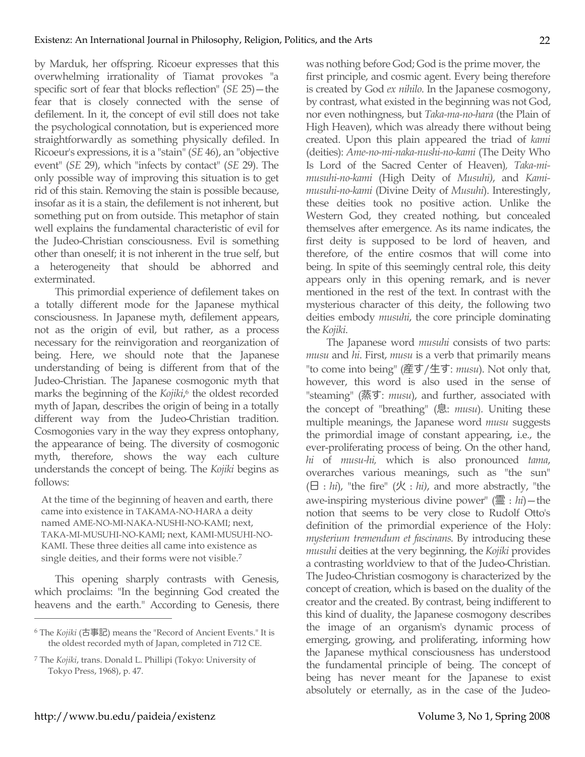by Marduk, her offspring. Ricoeur expresses that this overwhelming irrationality of Tiamat provokes "a specific sort of fear that blocks reflection" (*SE* 25)—the fear that is closely connected with the sense of defilement. In it, the concept of evil still does not take the psychological connotation, but is experienced more straightforwardly as something physically defiled. In Ricoeur's expressions, it is a "stain" (*SE* 46), an "objective event" (*SE* 29), which "infects by contact" (*SE* 29). The only possible way of improving this situation is to get rid of this stain. Removing the stain is possible because, insofar as it is a stain, the defilement is not inherent, but something put on from outside. This metaphor of stain well explains the fundamental characteristic of evil for the Judeo-Christian consciousness. Evil is something other than oneself; it is not inherent in the true self, but a heterogeneity that should be abhorred and exterminated.

This primordial experience of defilement takes on a totally different mode for the Japanese mythical consciousness. In Japanese myth, defilement appears, not as the origin of evil, but rather, as a process necessary for the reinvigoration and reorganization of being. Here, we should note that the Japanese understanding of being is different from that of the Judeo-Christian. The Japanese cosmogonic myth that marks the beginning of the *Kojiki*,[6] the oldest recorded myth of Japan, describes the origin of being in a totally different way from the Judeo-Christian tradition. Cosmogonies vary in the way they express ontophany, the appearance of being. The diversity of cosmogonic myth, therefore, shows the way each culture understands the concept of being. The *Kojiki* begins as follows:

> At the time of the beginning of heaven and earth, there came into existence in TAKAMA-NO-HARA a deity named AME-NO-MI-NAKA-NUSHI-NO-KAMI; next, TAKA-MI-MUSUHI-NO-KAMI; next, KAMI-MUSUHI-NO-KAMI. These three deities all came into existence as single deities, and their forms were not visible.[7]

This opening sharply contrasts with Genesis, which proclaims: "In the beginning God created the heavens and the earth." According to Genesis, there was nothing before God; God is the prime mover, the first principle, and cosmic agent. Every being therefore is created by God *ex nihilo.* In the Japanese cosmogony, by contrast, what existed in the beginning was not God, nor even nothingness, but *Taka-ma-no-hara* (the Plain of High Heaven), which was already there without being created. Upon this plain appeared the triad of *kami* (deities): *Ame-no-mi-naka-nushi-no-kami* (The Deity Who Is Lord of the Sacred Center of Heaven), *Taka-mi-musuhi-no-kami* (High Deity of *Musuhi*), and *Kami-musuhi-no-kami* (Divine Deity of *Musuhi*). Interestingly, these deities took no positive action. Unlike the Western God, they created nothing, but concealed themselves after emergence. As its name indicates, the first deity is supposed to be lord of heaven, and therefore, of the entire cosmos that will come into being. In spite of this seemingly central role, this deity appears only in this opening remark, and is never mentioned in the rest of the text. In contrast with the mysterious character of this deity, the following two deities embody *musuhi*, the core principle dominating the *Kojiki*.

The Japanese word *musuhi* consists of two parts: *musu* and *hi*. First, *musu* is a verb that primarily means "to come into being" (産す/生す: *musu*). Not only that, however, this word is also used in the sense of "steaming" (蒸す: *musu*), and further, associated with the concept of "breathing" (息: *musu*). Uniting these multiple meanings, the Japanese word *musu* suggests the primordial image of constant appearing, i.e., the ever-proliferating process of being. On the other hand, *hi* of *musu-hi,* which is also pronounced *tama*, overarches various meanings, such as "the sun" (日 : *hi*), "the fire" (火 : *hi*), and more abstractly, "the awe-inspiring mysterious divine power" (霊 : *hi*)—the notion that seems to be very close to Rudolf Otto's definition of the primordial experience of the Holy: *mysterium tremendum et fascinans*. By introducing these *musuhi* deities at the very beginning, the *Kojiki* provides a contrasting worldview to that of the Judeo-Christian. The Judeo-Christian cosmogony is characterized by the concept of creation, which is based on the duality of the creator and the created. By contrast, being indifferent to this kind of duality, the Japanese cosmogony describes the image of an organism's dynamic process of emerging, growing, and proliferating, informing how the Japanese mythical consciousness has understood the fundamental principle of being. The concept of being has never meant for the Japanese to exist absolutely or eternally, as in the case of the Judeo-

---

[6] The *Kojiki* (古事記) means the "Record of Ancient Events." It is the oldest recorded myth of Japan, completed in 712 CE.

[7] The *Kojiki*, trans. Donald L. Phillipi (Tokyo: University of Tokyo Press, 1968), p. 47.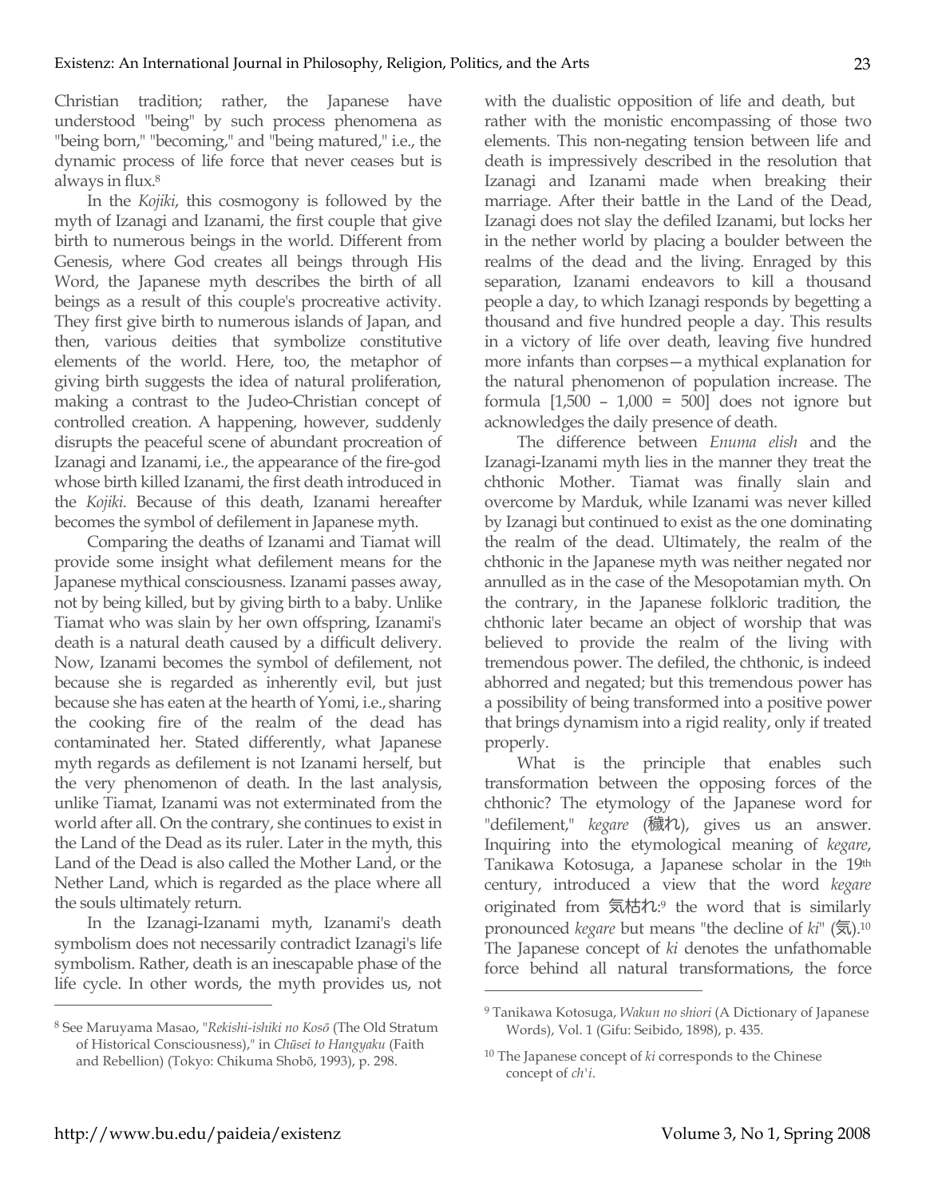Christian tradition; rather, the Japanese have understood "being" by such process phenomena as "being born," "becoming," and "being matured," i.e., the dynamic process of life force that never ceases but is always in flux.[8]

In the *Kojiki*, this cosmogony is followed by the myth of Izanagi and Izanami, the first couple that give birth to numerous beings in the world. Different from Genesis, where God creates all beings through His Word, the Japanese myth describes the birth of all beings as a result of this couple's procreative activity. They first give birth to numerous islands of Japan, and then, various deities that symbolize constitutive elements of the world. Here, too, the metaphor of giving birth suggests the idea of natural proliferation, making a contrast to the Judeo-Christian concept of controlled creation. A happening, however, suddenly disrupts the peaceful scene of abundant procreation of Izanagi and Izanami, i.e., the appearance of the fire-god whose birth killed Izanami, the first death introduced in the *Kojiki*. Because of this death, Izanami hereafter becomes the symbol of defilement in Japanese myth.

Comparing the deaths of Izanami and Tiamat will provide some insight what defilement means for the Japanese mythical consciousness. Izanami passes away, not by being killed, but by giving birth to a baby. Unlike Tiamat who was slain by her own offspring, Izanami's death is a natural death caused by a difficult delivery. Now, Izanami becomes the symbol of defilement, not because she is regarded as inherently evil, but just because she has eaten at the hearth of Yomi, i.e., sharing the cooking fire of the realm of the dead has contaminated her. Stated differently, what Japanese myth regards as defilement is not Izanami herself, but the very phenomenon of death. In the last analysis, unlike Tiamat, Izanami was not exterminated from the world after all. On the contrary, she continues to exist in the Land of the Dead as its ruler. Later in the myth, this Land of the Dead is also called the Mother Land, or the Nether Land, which is regarded as the place where all the souls ultimately return.

In the Izanagi-Izanami myth, Izanami's death symbolism does not necessarily contradict Izanagi's life symbolism. Rather, death is an inescapable phase of the life cycle. In other words, the myth provides us, not with the dualistic opposition of life and death, but rather with the monistic encompassing of those two elements. This non-negating tension between life and death is impressively described in the resolution that Izanagi and Izanami made when breaking their marriage. After their battle in the Land of the Dead, Izanagi does not slay the defiled Izanami, but locks her in the nether world by placing a boulder between the realms of the dead and the living. Enraged by this separation, Izanami endeavors to kill a thousand people a day, to which Izanagi responds by begetting a thousand and five hundred people a day. This results in a victory of life over death, leaving five hundred more infants than corpses—a mythical explanation for the natural phenomenon of population increase. The formula [1,500 – 1,000 = 500] does not ignore but acknowledges the daily presence of death.

The difference between *Enuma elish* and the Izanagi-Izanami myth lies in the manner they treat the chthonic Mother. Tiamat was finally slain and overcome by Marduk, while Izanami was never killed by Izanagi but continued to exist as the one dominating the realm of the dead. Ultimately, the realm of the chthonic in the Japanese myth was neither negated nor annulled as in the case of the Mesopotamian myth. On the contrary, in the Japanese folkloric tradition, the chthonic later became an object of worship that was believed to provide the realm of the living with tremendous power. The defiled, the chthonic, is indeed abhorred and negated; but this tremendous power has a possibility of being transformed into a positive power that brings dynamism into a rigid reality, only if treated properly.

What is the principle that enables such transformation between the opposing forces of the chthonic? The etymology of the Japanese word for "defilement," *kegare* (穢れ), gives us an answer. Inquiring into the etymological meaning of *kegare*, Tanikawa Kotosuga, a Japanese scholar in the 19th century, introduced a view that the word *kegare* originated from 気枯れ:[9] the word that is similarly pronounced *kegare* but means "the decline of *ki*" (気).[10] The Japanese concept of *ki* denotes the unfathomable force behind all natural transformations, the force

---

[8] See Maruyama Masao, "*Rekishi-ishiki no Kosō* (The Old Stratum of Historical Consciousness)," in *Chūsei to Hangyaku* (Faith and Rebellion) (Tokyo: Chikuma Shobō, 1993), p. 298.

[9] Tanikawa Kotosuga, *Wakun no shiori* (A Dictionary of Japanese Words), Vol. 1 (Gifu: Seibido, 1898), p. 435.

[10] The Japanese concept of *ki* corresponds to the Chinese concept of *ch'i*.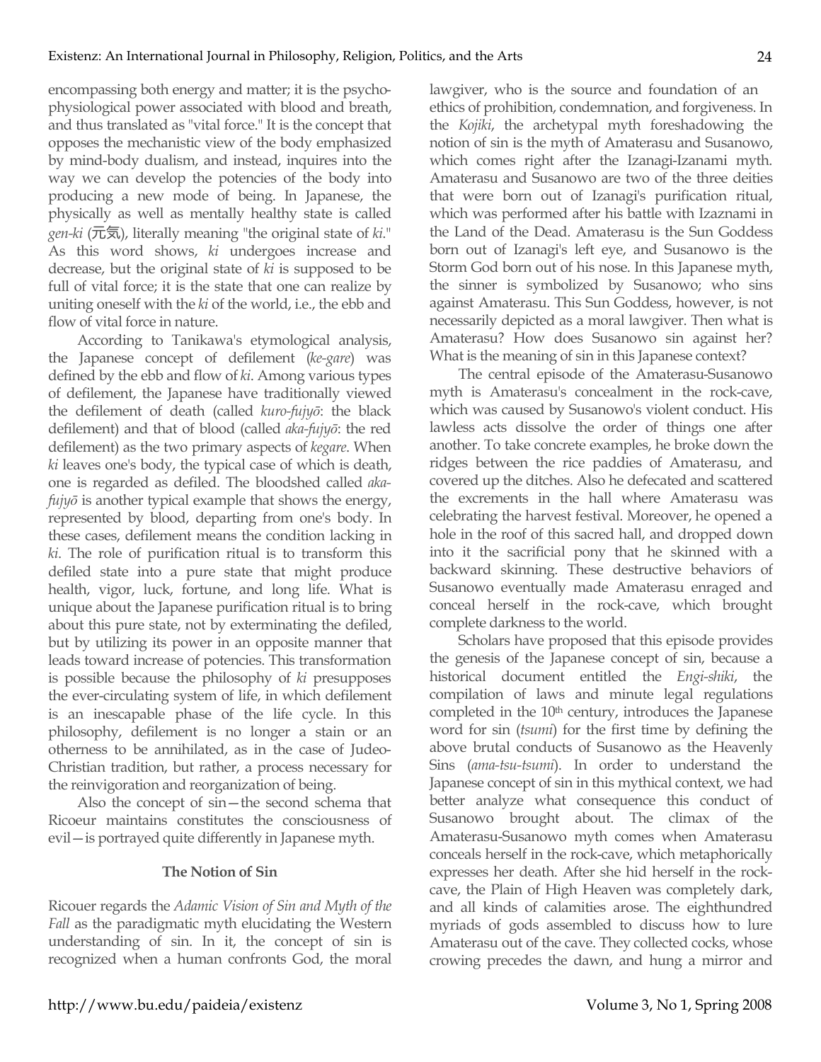encompassing both energy and matter; it is the psycho-physiological power associated with blood and breath, and thus translated as "vital force." It is the concept that opposes the mechanistic view of the body emphasized by mind-body dualism, and instead, inquires into the way we can develop the potencies of the body into producing a new mode of being. In Japanese, the physically as well as mentally healthy state is called *gen-ki* (元気), literally meaning "the original state of *ki*." As this word shows, *ki* undergoes increase and decrease, but the original state of *ki* is supposed to be full of vital force; it is the state that one can realize by uniting oneself with the *ki* of the world, i.e., the ebb and flow of vital force in nature.

According to Tanikawa's etymological analysis, the Japanese concept of defilement (*ke-gare*) was defined by the ebb and flow of *ki*. Among various types of defilement, the Japanese have traditionally viewed the defilement of death (called *kuro-fujyō*: the black defilement) and that of blood (called *aka-fujyō*: the red defilement) as the two primary aspects of *kegare*. When *ki* leaves one's body, the typical case of which is death, one is regarded as defiled. The bloodshed called *aka-fujyō* is another typical example that shows the energy, represented by blood, departing from one's body. In these cases, defilement means the condition lacking in *ki*. The role of purification ritual is to transform this defiled state into a pure state that might produce health, vigor, luck, fortune, and long life. What is unique about the Japanese purification ritual is to bring about this pure state, not by exterminating the defiled, but by utilizing its power in an opposite manner that leads toward increase of potencies. This transformation is possible because the philosophy of *ki* presupposes the ever-circulating system of life, in which defilement is an inescapable phase of the life cycle. In this philosophy, defilement is no longer a stain or an otherness to be annihilated, as in the case of Judeo-Christian tradition, but rather, a process necessary for the reinvigoration and reorganization of being.

Also the concept of sin—the second schema that Ricoeur maintains constitutes the consciousness of evil—is portrayed quite differently in Japanese myth.

### The Notion of Sin

Ricouer regards the *Adamic Vision of Sin and Myth of the Fall* as the paradigmatic myth elucidating the Western understanding of sin. In it, the concept of sin is recognized when a human confronts God, the moral lawgiver, who is the source and foundation of an ethics of prohibition, condemnation, and forgiveness. In the *Kojiki*, the archetypal myth foreshadowing the notion of sin is the myth of Amaterasu and Susanowo, which comes right after the Izanagi-Izanami myth. Amaterasu and Susanowo are two of the three deities that were born out of Izanagi's purification ritual, which was performed after his battle with Izaznami in the Land of the Dead. Amaterasu is the Sun Goddess born out of Izanagi's left eye, and Susanowo is the Storm God born out of his nose. In this Japanese myth, the sinner is symbolized by Susanowo; who sins against Amaterasu. This Sun Goddess, however, is not necessarily depicted as a moral lawgiver. Then what is Amaterasu? How does Susanowo sin against her? What is the meaning of sin in this Japanese context?

The central episode of the Amaterasu-Susanowo myth is Amaterasu's concealment in the rock-cave, which was caused by Susanowo's violent conduct. His lawless acts dissolve the order of things one after another. To take concrete examples, he broke down the ridges between the rice paddies of Amaterasu, and covered up the ditches. Also he defecated and scattered the excrements in the hall where Amaterasu was celebrating the harvest festival. Moreover, he opened a hole in the roof of this sacred hall, and dropped down into it the sacrificial pony that he skinned with a backward skinning. These destructive behaviors of Susanowo eventually made Amaterasu enraged and conceal herself in the rock-cave, which brought complete darkness to the world.

Scholars have proposed that this episode provides the genesis of the Japanese concept of sin, because a historical document entitled the *Engi-shiki*, the compilation of laws and minute legal regulations completed in the 10th century, introduces the Japanese word for sin (*tsumi*) for the first time by defining the above brutal conducts of Susanowo as the Heavenly Sins (*ama-tsu-tsumi*). In order to understand the Japanese concept of sin in this mythical context, we had better analyze what consequence this conduct of Susanowo brought about. The climax of the Amaterasu-Susanowo myth comes when Amaterasu conceals herself in the rock-cave, which metaphorically expresses her death. After she hid herself in the rock-cave, the Plain of High Heaven was completely dark, and all kinds of calamities arose. The eighthundred myriads of gods assembled to discuss how to lure Amaterasu out of the cave. They collected cocks, whose crowing precedes the dawn, and hung a mirror and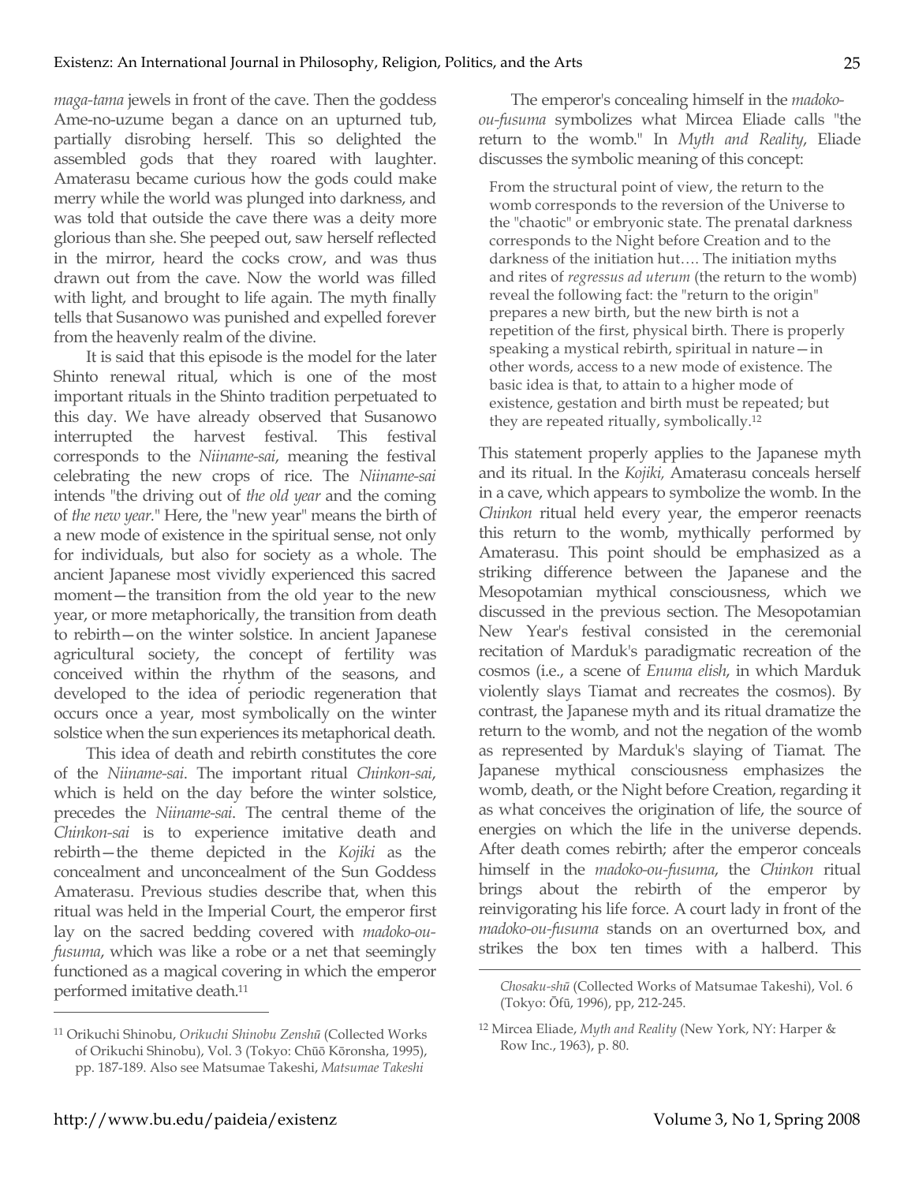*maga-tama* jewels in front of the cave. Then the goddess Ame-no-uzume began a dance on an upturned tub, partially disrobing herself. This so delighted the assembled gods that they roared with laughter. Amaterasu became curious how the gods could make merry while the world was plunged into darkness, and was told that outside the cave there was a deity more glorious than she. She peeped out, saw herself reflected in the mirror, heard the cocks crow, and was thus drawn out from the cave. Now the world was filled with light, and brought to life again. The myth finally tells that Susanowo was punished and expelled forever from the heavenly realm of the divine.

It is said that this episode is the model for the later Shinto renewal ritual, which is one of the most important rituals in the Shinto tradition perpetuated to this day. We have already observed that Susanowo interrupted the harvest festival. This festival corresponds to the *Niiname-sai*, meaning the festival celebrating the new crops of rice. The *Niiname-sai* intends "the driving out of *the old year* and the coming of *the new year.*" Here, the "new year" means the birth of a new mode of existence in the spiritual sense, not only for individuals, but also for society as a whole. The ancient Japanese most vividly experienced this sacred moment—the transition from the old year to the new year, or more metaphorically, the transition from death to rebirth—on the winter solstice. In ancient Japanese agricultural society, the concept of fertility was conceived within the rhythm of the seasons, and developed to the idea of periodic regeneration that occurs once a year, most symbolically on the winter solstice when the sun experiences its metaphorical death.

This idea of death and rebirth constitutes the core of the *Niiname-sai*. The important ritual *Chinkon-sai*, which is held on the day before the winter solstice, precedes the *Niiname-sai*. The central theme of the *Chinkon-sai* is to experience imitative death and rebirth—the theme depicted in the *Kojiki* as the concealment and unconcealment of the Sun Goddess Amaterasu. Previous studies describe that, when this ritual was held in the Imperial Court, the emperor first lay on the sacred bedding covered with *madoko-ou-fusuma*, which was like a robe or a net that seemingly functioned as a magical covering in which the emperor performed imitative death.[11]

The emperor's concealing himself in the *madoko-ou-fusuma* symbolizes what Mircea Eliade calls "the return to the womb." In *Myth and Reality*, Eliade discusses the symbolic meaning of this concept:

> From the structural point of view, the return to the womb corresponds to the reversion of the Universe to the "chaotic" or embryonic state. The prenatal darkness corresponds to the Night before Creation and to the darkness of the initiation hut…. The initiation myths and rites of *regressus ad uterum* (the return to the womb) reveal the following fact: the "return to the origin" prepares a new birth, but the new birth is not a repetition of the first, physical birth. There is properly speaking a mystical rebirth, spiritual in nature—in other words, access to a new mode of existence. The basic idea is that, to attain to a higher mode of existence, gestation and birth must be repeated; but they are repeated ritually, symbolically.[12]

This statement properly applies to the Japanese myth and its ritual. In the *Kojiki*, Amaterasu conceals herself in a cave, which appears to symbolize the womb. In the *Chinkon* ritual held every year, the emperor reenacts this return to the womb, mythically performed by Amaterasu. This point should be emphasized as a striking difference between the Japanese and the Mesopotamian mythical consciousness, which we discussed in the previous section. The Mesopotamian New Year's festival consisted in the ceremonial recitation of Marduk's paradigmatic recreation of the cosmos (i.e., a scene of *Enuma elish*, in which Marduk violently slays Tiamat and recreates the cosmos). By contrast, the Japanese myth and its ritual dramatize the return to the womb, and not the negation of the womb as represented by Marduk's slaying of Tiamat. The Japanese mythical consciousness emphasizes the womb, death, or the Night before Creation, regarding it as what conceives the origination of life, the source of energies on which the life in the universe depends. After death comes rebirth; after the emperor conceals himself in the *madoko-ou-fusuma*, the *Chinkon* ritual brings about the rebirth of the emperor by reinvigorating his life force. A court lady in front of the *madoko-ou-fusuma* stands on an overturned box, and strikes the box ten times with a halberd. This

---

[11] Orikuchi Shinobu, *Orikuchi Shinobu Zenshū* (Collected Works of Orikuchi Shinobu), Vol. 3 (Tokyo: Chūō Kōronsha, 1995), pp. 187-189. Also see Matsumae Takeshi, *Matsumae Takeshi Chosaku-shū* (Collected Works of Matsumae Takeshi), Vol. 6 (Tokyo: Ōfū, 1996), pp, 212-245.

[12] Mircea Eliade, *Myth and Reality* (New York, NY: Harper & Row Inc., 1963), p. 80.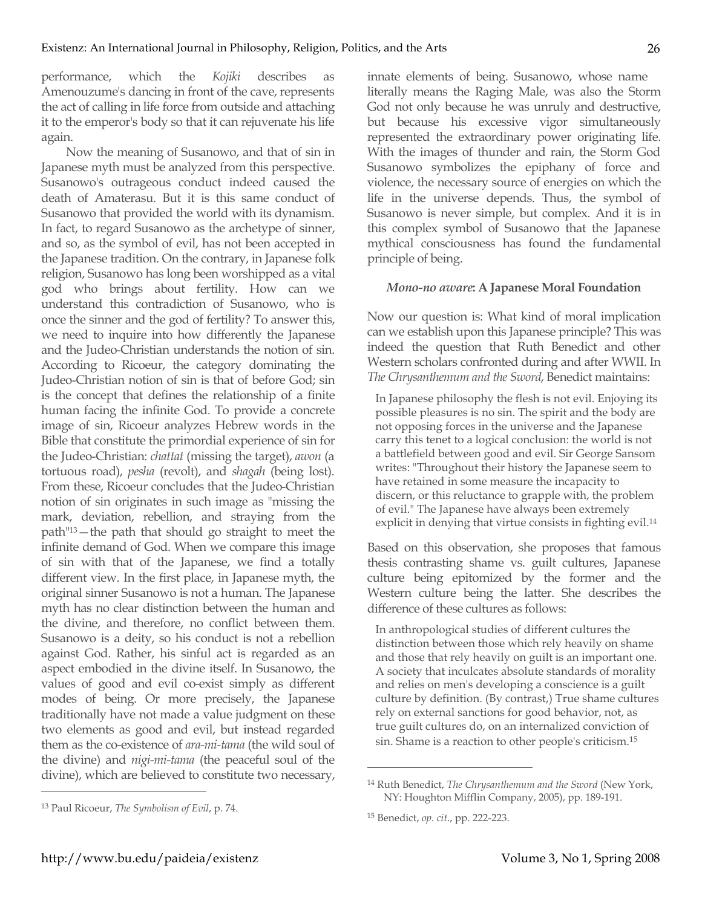performance, which the *Kojiki* describes as Amenouzume's dancing in front of the cave, represents the act of calling in life force from outside and attaching it to the emperor's body so that it can rejuvenate his life again.

Now the meaning of Susanowo, and that of sin in Japanese myth must be analyzed from this perspective. Susanowo's outrageous conduct indeed caused the death of Amaterasu. But it is this same conduct of Susanowo that provided the world with its dynamism. In fact, to regard Susanowo as the archetype of sinner, and so, as the symbol of evil, has not been accepted in the Japanese tradition. On the contrary, in Japanese folk religion, Susanowo has long been worshipped as a vital god who brings about fertility. How can we understand this contradiction of Susanowo, who is once the sinner and the god of fertility? To answer this, we need to inquire into how differently the Japanese and the Judeo-Christian understands the notion of sin. According to Ricoeur, the category dominating the Judeo-Christian notion of sin is that of before God; sin is the concept that defines the relationship of a finite human facing the infinite God. To provide a concrete image of sin, Ricoeur analyzes Hebrew words in the Bible that constitute the primordial experience of sin for the Judeo-Christian: *chattat* (missing the target), *awon* (a tortuous road), *pesha* (revolt), and *shagah* (being lost). From these, Ricoeur concludes that the Judeo-Christian notion of sin originates in such image as "missing the mark, deviation, rebellion, and straying from the path"[13]—the path that should go straight to meet the infinite demand of God. When we compare this image of sin with that of the Japanese, we find a totally different view. In the first place, in Japanese myth, the original sinner Susanowo is not a human. The Japanese myth has no clear distinction between the human and the divine, and therefore, no conflict between them. Susanowo is a deity, so his conduct is not a rebellion against God. Rather, his sinful act is regarded as an aspect embodied in the divine itself. In Susanowo, the values of good and evil co-exist simply as different modes of being. Or more precisely, the Japanese traditionally have not made a value judgment on these two elements as good and evil, but instead regarded them as the co-existence of *ara-mi-tama* (the wild soul of the divine) and *nigi-mi-tama* (the peaceful soul of the divine), which are believed to constitute two necessary, innate elements of being. Susanowo, whose name literally means the Raging Male, was also the Storm God not only because he was unruly and destructive, but because his excessive vigor simultaneously represented the extraordinary power originating life. With the images of thunder and rain, the Storm God Susanowo symbolizes the epiphany of force and violence, the necessary source of energies on which the life in the universe depends. Thus, the symbol of Susanowo is never simple, but complex. And it is in this complex symbol of Susanowo that the Japanese mythical consciousness has found the fundamental principle of being.

### *Mono-no aware*: A Japanese Moral Foundation

Now our question is: What kind of moral implication can we establish upon this Japanese principle? This was indeed the question that Ruth Benedict and other Western scholars confronted during and after WWII. In *The Chrysanthemum and the Sword*, Benedict maintains:

> In Japanese philosophy the flesh is not evil. Enjoying its possible pleasures is no sin. The spirit and the body are not opposing forces in the universe and the Japanese carry this tenet to a logical conclusion: the world is not a battlefield between good and evil. Sir George Sansom writes: "Throughout their history the Japanese seem to have retained in some measure the incapacity to discern, or this reluctance to grapple with, the problem of evil." The Japanese have always been extremely explicit in denying that virtue consists in fighting evil.[14]

Based on this observation, she proposes that famous thesis contrasting shame vs. guilt cultures, Japanese culture being epitomized by the former and the Western culture being the latter. She describes the difference of these cultures as follows:

> In anthropological studies of different cultures the distinction between those which rely heavily on shame and those that rely heavily on guilt is an important one. A society that inculcates absolute standards of morality and relies on men's developing a conscience is a guilt culture by definition. (By contrast,) True shame cultures rely on external sanctions for good behavior, not, as true guilt cultures do, on an internalized conviction of sin. Shame is a reaction to other people's criticism.[15]

---

[13] Paul Ricoeur, *The Symbolism of Evil*, p. 74.

[14] Ruth Benedict, *The Chrysanthemum and the Sword* (New York, NY: Houghton Mifflin Company, 2005), pp. 189-191.

[15] Benedict, *op. cit*., pp. 222-223.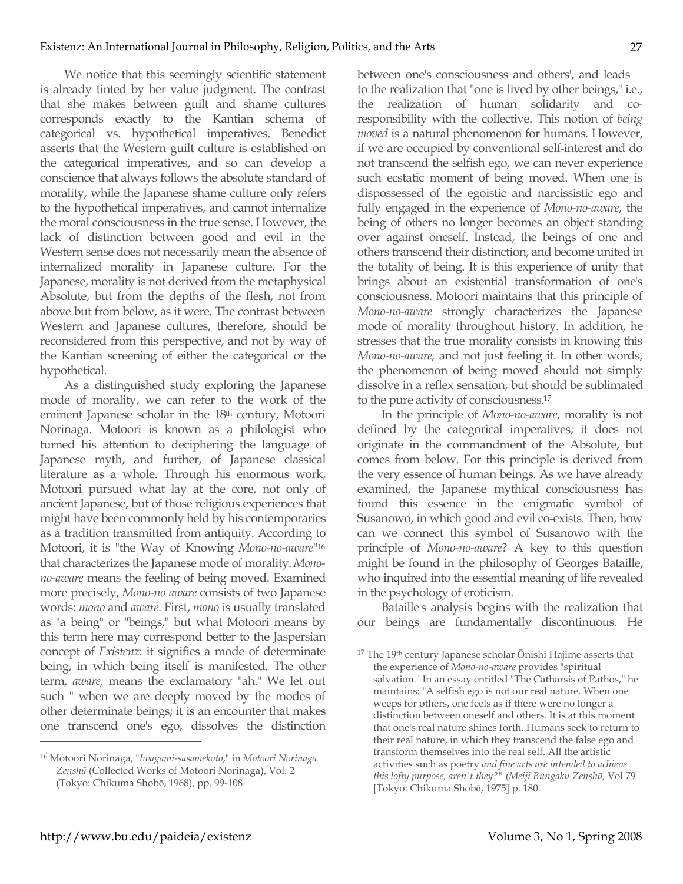We notice that this seemingly scientific statement is already tinted by her value judgment. The contrast that she makes between guilt and shame cultures corresponds exactly to the Kantian schema of categorical vs. hypothetical imperatives. Benedict asserts that the Western guilt culture is established on the categorical imperatives, and so can develop a conscience that always follows the absolute standard of morality, while the Japanese shame culture only refers to the hypothetical imperatives, and cannot internalize the moral consciousness in the true sense. However, the lack of distinction between good and evil in the Western sense does not necessarily mean the absence of internalized morality in Japanese culture. For the Japanese, morality is not derived from the metaphysical Absolute, but from the depths of the flesh, not from above but from below, as it were. The contrast between Western and Japanese cultures, therefore, should be reconsidered from this perspective, and not by way of the Kantian screening of either the categorical or the hypothetical.

As a distinguished study exploring the Japanese mode of morality, we can refer to the work of the eminent Japanese scholar in the 18th century, Motoori Norinaga. Motoori is known as a philologist who turned his attention to deciphering the language of Japanese myth, and further, of Japanese classical literature as a whole. Through his enormous work, Motoori pursued what lay at the core, not only of ancient Japanese, but of those religious experiences that might have been commonly held by his contemporaries as a tradition transmitted from antiquity. According to Motoori, it is "the Way of Knowing *Mono-no-aware*"[16] that characterizes the Japanese mode of morality. *Mono-no-aware* means the feeling of being moved. Examined more precisely, *Mono-no aware* consists of two Japanese words: *mono* and *aware*. First, *mono* is usually translated as "a being" or "beings," but what Motoori means by this term here may correspond better to the Jaspersian concept of *Existenz*: it signifies a mode of determinate being, in which being itself is manifested. The other term, *aware,* means the exclamatory "ah." We let out such " when we are deeply moved by the modes of other determinate beings; it is an encounter that makes one transcend one's ego, dissolves the distinction between one's consciousness and others', and leads to the realization that "one is lived by other beings," i.e., the realization of human solidarity and co-responsibility with the collective. This notion of *being moved* is a natural phenomenon for humans. However, if we are occupied by conventional self-interest and do not transcend the selfish ego, we can never experience such ecstatic moment of being moved. When one is dispossessed of the egoistic and narcissistic ego and fully engaged in the experience of *Mono-no-aware*, the being of others no longer becomes an object standing over against oneself. Instead, the beings of one and others transcend their distinction, and become united in the totality of being. It is this experience of unity that brings about an existential transformation of one's consciousness. Motoori maintains that this principle of *Mono-no-aware* strongly characterizes the Japanese mode of morality throughout history. In addition, he stresses that the true morality consists in knowing this *Mono-no-aware,* and not just feeling it. In other words, the phenomenon of being moved should not simply dissolve in a reflex sensation, but should be sublimated to the pure activity of consciousness.[17]

In the principle of *Mono-no-aware*, morality is not defined by the categorical imperatives; it does not originate in the commandment of the Absolute, but comes from below. For this principle is derived from the very essence of human beings. As we have already examined, the Japanese mythical consciousness has found this essence in the enigmatic symbol of Susanowo, in which good and evil co-exists. Then, how can we connect this symbol of Susanowo with the principle of *Mono-no-aware*? A key to this question might be found in the philosophy of Georges Bataille, who inquired into the essential meaning of life revealed in the psychology of eroticism.

Bataille's analysis begins with the realization that our beings are fundamentally discontinuous. He

---

[16] Motoori Norinaga, "*Iwagami-sasamekoto*," in *Motoori Norinaga Zenshū* (Collected Works of Motoori Norinaga), Vol. 2 (Tokyo: Chikuma Shobō, 1968), pp. 99-108.

[17] The 19th century Japanese scholar Ōnishi Hajime asserts that the experience of *Mono-no-aware* provides "spiritual salvation." In an essay entitled "The Catharsis of Pathos," he maintains: "A selfish ego is not our real nature. When one weeps for others, one feels as if there were no longer a distinction between oneself and others. It is at this moment that one's real nature shines forth. Humans seek to return to their real nature, in which they transcend the false ego and transform themselves into the real self. All the artistic activities such as poetry *and fine arts are intended to achieve this lofty purpose, aren't they?" (Meiji Bungaku Zenshū,* Vol 79 [Tokyo: Chikuma Shobō, 1975] p. 180.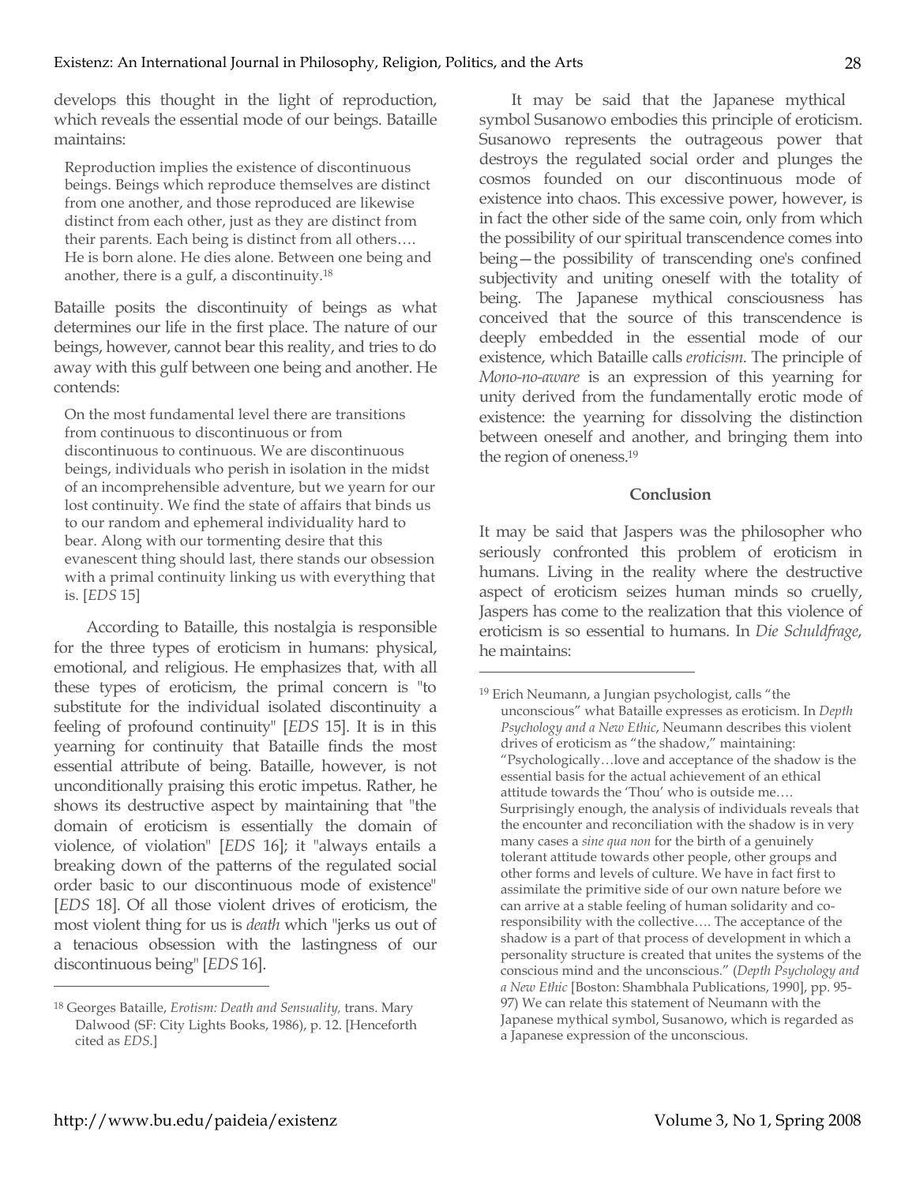develops this thought in the light of reproduction, which reveals the essential mode of our beings. Bataille maintains:

> Reproduction implies the existence of discontinuous beings. Beings which reproduce themselves are distinct from one another, and those reproduced are likewise distinct from each other, just as they are distinct from their parents. Each being is distinct from all others…. He is born alone. He dies alone. Between one being and another, there is a gulf, a discontinuity.[18]

Bataille posits the discontinuity of beings as what determines our life in the first place. The nature of our beings, however, cannot bear this reality, and tries to do away with this gulf between one being and another. He contends:

> On the most fundamental level there are transitions from continuous to discontinuous or from discontinuous to continuous. We are discontinuous beings, individuals who perish in isolation in the midst of an incomprehensible adventure, but we yearn for our lost continuity. We find the state of affairs that binds us to our random and ephemeral individuality hard to bear. Along with our tormenting desire that this evanescent thing should last, there stands our obsession with a primal continuity linking us with everything that is. [*EDS* 15]

According to Bataille, this nostalgia is responsible for the three types of eroticism in humans: physical, emotional, and religious. He emphasizes that, with all these types of eroticism, the primal concern is "to substitute for the individual isolated discontinuity a feeling of profound continuity" [*EDS* 15]. It is in this yearning for continuity that Bataille finds the most essential attribute of being. Bataille, however, is not unconditionally praising this erotic impetus. Rather, he shows its destructive aspect by maintaining that "the domain of eroticism is essentially the domain of violence, of violation" [*EDS* 16]; it "always entails a breaking down of the patterns of the regulated social order basic to our discontinuous mode of existence" [*EDS* 18]. Of all those violent drives of eroticism, the most violent thing for us is *death* which "jerks us out of a tenacious obsession with the lastingness of our discontinuous being" [*EDS* 16].

It may be said that the Japanese mythical symbol Susanowo embodies this principle of eroticism. Susanowo represents the outrageous power that destroys the regulated social order and plunges the cosmos founded on our discontinuous mode of existence into chaos. This excessive power, however, is in fact the other side of the same coin, only from which the possibility of our spiritual transcendence comes into being—the possibility of transcending one's confined subjectivity and uniting oneself with the totality of being. The Japanese mythical consciousness has conceived that the source of this transcendence is deeply embedded in the essential mode of our existence, which Bataille calls *eroticism*. The principle of *Mono-no-aware* is an expression of this yearning for unity derived from the fundamentally erotic mode of existence: the yearning for dissolving the distinction between oneself and another, and bringing them into the region of oneness.[19]

## Conclusion

It may be said that Jaspers was the philosopher who seriously confronted this problem of eroticism in humans. Living in the reality where the destructive aspect of eroticism seizes human minds so cruelly, Jaspers has come to the realization that this violence of eroticism is so essential to humans. In *Die Schuldfrage*, he maintains:

---

[18] Georges Bataille, *Erotism: Death and Sensuality,* trans. Mary Dalwood (SF: City Lights Books, 1986), p. 12. [Henceforth cited as *EDS*.]

[19] Erich Neumann, a Jungian psychologist, calls "the unconscious" what Bataille expresses as eroticism. In *Depth Psychology and a New Ethic*, Neumann describes this violent drives of eroticism as "the shadow," maintaining: "Psychologically…love and acceptance of the shadow is the essential basis for the actual achievement of an ethical attitude towards the 'Thou' who is outside me…. Surprisingly enough, the analysis of individuals reveals that the encounter and reconciliation with the shadow is in very many cases a *sine qua non* for the birth of a genuinely tolerant attitude towards other people, other groups and other forms and levels of culture. We have in fact first to assimilate the primitive side of our own nature before we can arrive at a stable feeling of human solidarity and co-responsibility with the collective…. The acceptance of the shadow is a part of that process of development in which a personality structure is created that unites the systems of the conscious mind and the unconscious." (*Depth Psychology and a New Ethic* [Boston: Shambhala Publications, 1990], pp. 95-97) We can relate this statement of Neumann with the Japanese mythical symbol, Susanowo, which is regarded as a Japanese expression of the unconscious.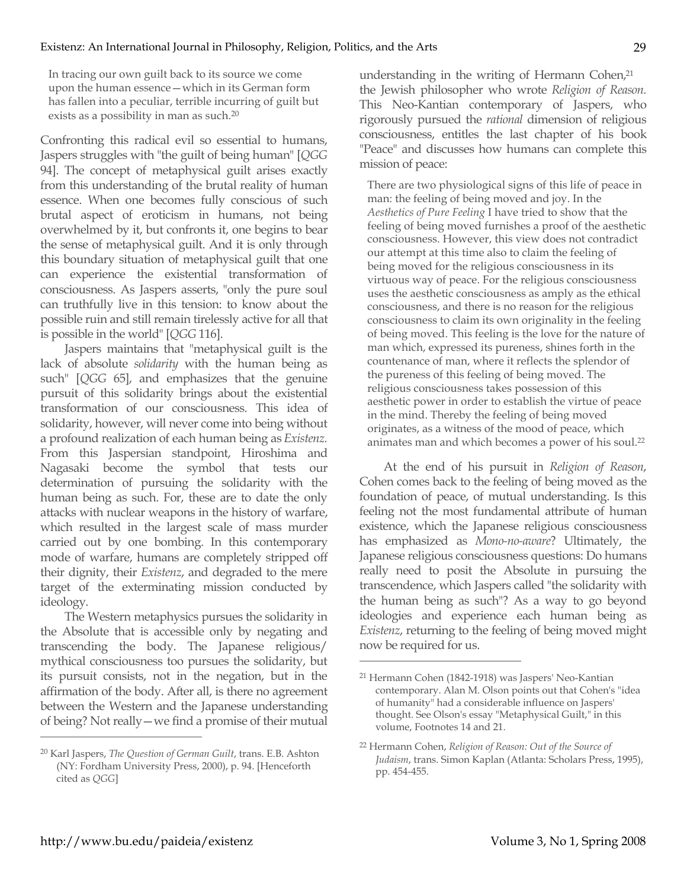> In tracing our own guilt back to its source we come upon the human essence—which in its German form has fallen into a peculiar, terrible incurring of guilt but exists as a possibility in man as such.[20]

Confronting this radical evil so essential to humans, Jaspers struggles with "the guilt of being human" [*QGG* 94]. The concept of metaphysical guilt arises exactly from this understanding of the brutal reality of human essence. When one becomes fully conscious of such brutal aspect of eroticism in humans, not being overwhelmed by it, but confronts it, one begins to bear the sense of metaphysical guilt. And it is only through this boundary situation of metaphysical guilt that one can experience the existential transformation of consciousness. As Jaspers asserts, "only the pure soul can truthfully live in this tension: to know about the possible ruin and still remain tirelessly active for all that is possible in the world" [*QGG* 116].

Jaspers maintains that "metaphysical guilt is the lack of absolute *solidarity* with the human being as such" [*QGG* 65], and emphasizes that the genuine pursuit of this solidarity brings about the existential transformation of our consciousness. This idea of solidarity, however, will never come into being without a profound realization of each human being as *Existenz.* From this Jaspersian standpoint, Hiroshima and Nagasaki become the symbol that tests our determination of pursuing the solidarity with the human being as such. For, these are to date the only attacks with nuclear weapons in the history of warfare, which resulted in the largest scale of mass murder carried out by one bombing. In this contemporary mode of warfare, humans are completely stripped off their dignity, their *Existenz*, and degraded to the mere target of the exterminating mission conducted by ideology.

The Western metaphysics pursues the solidarity in the Absolute that is accessible only by negating and transcending the body. The Japanese religious/mythical consciousness too pursues the solidarity, but its pursuit consists, not in the negation, but in the affirmation of the body. After all, is there no agreement between the Western and the Japanese understanding of being? Not really—we find a promise of their mutual understanding in the writing of Hermann Cohen,[21] the Jewish philosopher who wrote *Religion of Reason.* This Neo-Kantian contemporary of Jaspers, who rigorously pursued the *rational* dimension of religious consciousness, entitles the last chapter of his book "Peace" and discusses how humans can complete this mission of peace:

> There are two physiological signs of this life of peace in man: the feeling of being moved and joy. In the *Aesthetics of Pure Feeling* I have tried to show that the feeling of being moved furnishes a proof of the aesthetic consciousness. However, this view does not contradict our attempt at this time also to claim the feeling of being moved for the religious consciousness in its virtuous way of peace. For the religious consciousness uses the aesthetic consciousness as amply as the ethical consciousness, and there is no reason for the religious consciousness to claim its own originality in the feeling of being moved. This feeling is the love for the nature of man which, expressed its pureness, shines forth in the countenance of man, where it reflects the splendor of the pureness of this feeling of being moved. The religious consciousness takes possession of this aesthetic power in order to establish the virtue of peace in the mind. Thereby the feeling of being moved originates, as a witness of the mood of peace, which animates man and which becomes a power of his soul.[22]

At the end of his pursuit in *Religion of Reason*, Cohen comes back to the feeling of being moved as the foundation of peace, of mutual understanding. Is this feeling not the most fundamental attribute of human existence, which the Japanese religious consciousness has emphasized as *Mono-no-aware*? Ultimately, the Japanese religious consciousness questions: Do humans really need to posit the Absolute in pursuing the transcendence, which Jaspers called "the solidarity with the human being as such"? As a way to go beyond ideologies and experience each human being as *Existenz*, returning to the feeling of being moved might now be required for us.

---

[20] Karl Jaspers, *The Question of German Guilt*, trans. E.B. Ashton (NY: Fordham University Press, 2000), p. 94. [Henceforth cited as *QGG*]

[21] Hermann Cohen (1842-1918) was Jaspers' Neo-Kantian contemporary. Alan M. Olson points out that Cohen's "idea of humanity" had a considerable influence on Jaspers' thought. See Olson's essay "Metaphysical Guilt," in this volume, Footnotes 14 and 21.

[22] Hermann Cohen, *Religion of Reason: Out of the Source of Judaism*, trans. Simon Kaplan (Atlanta: Scholars Press, 1995), pp. 454-455.